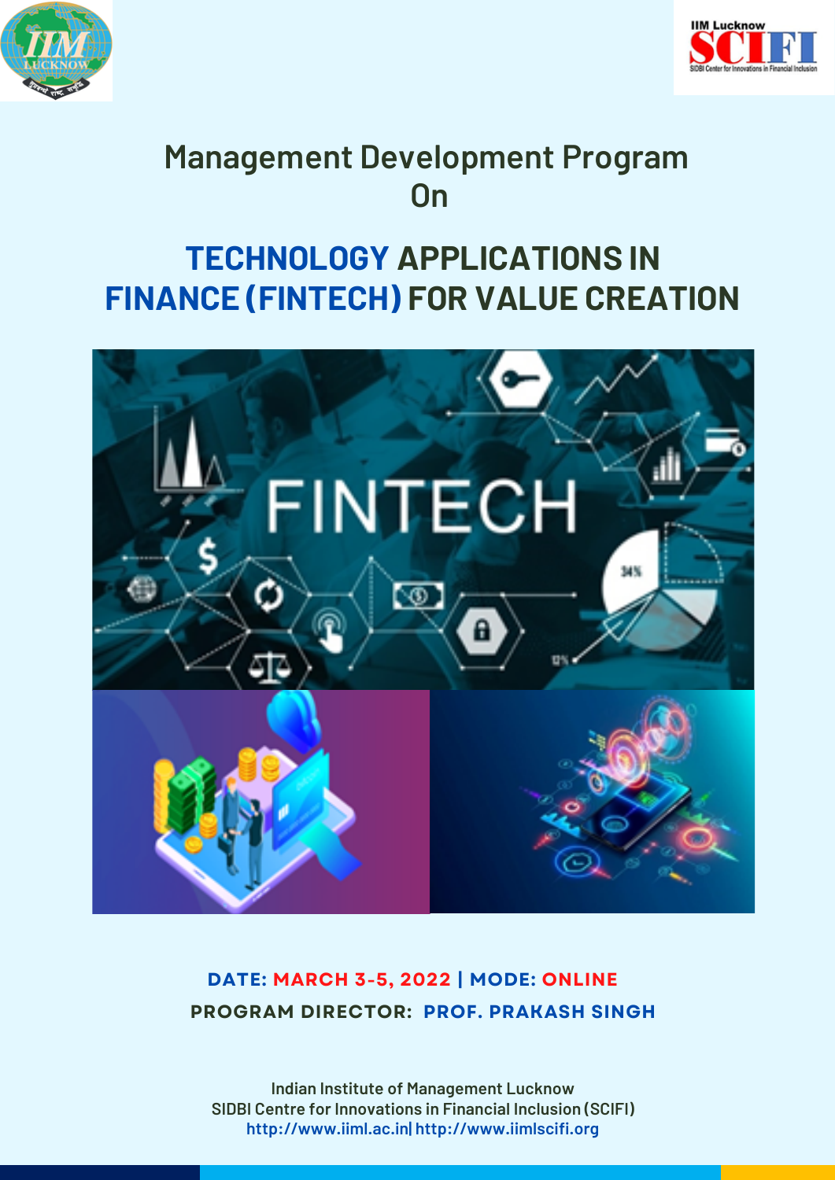# Management Development Program On

## TECHNOLOGY APPLICATIONS IN FINANCE (FINTECH) FOR VALUE CREATION

**DATE: MARCH 3-5, 2022 | MODE: ONLINE**

**PROGRAM DIRECTOR: PROF. PRAKASH SINGH**

Indian Institute of Management Lucknow
SIDBI Centre for Innovations in Financial Inclusion (SCIFI)
http://www.iiml.ac.in| http://www.iimlscifi.org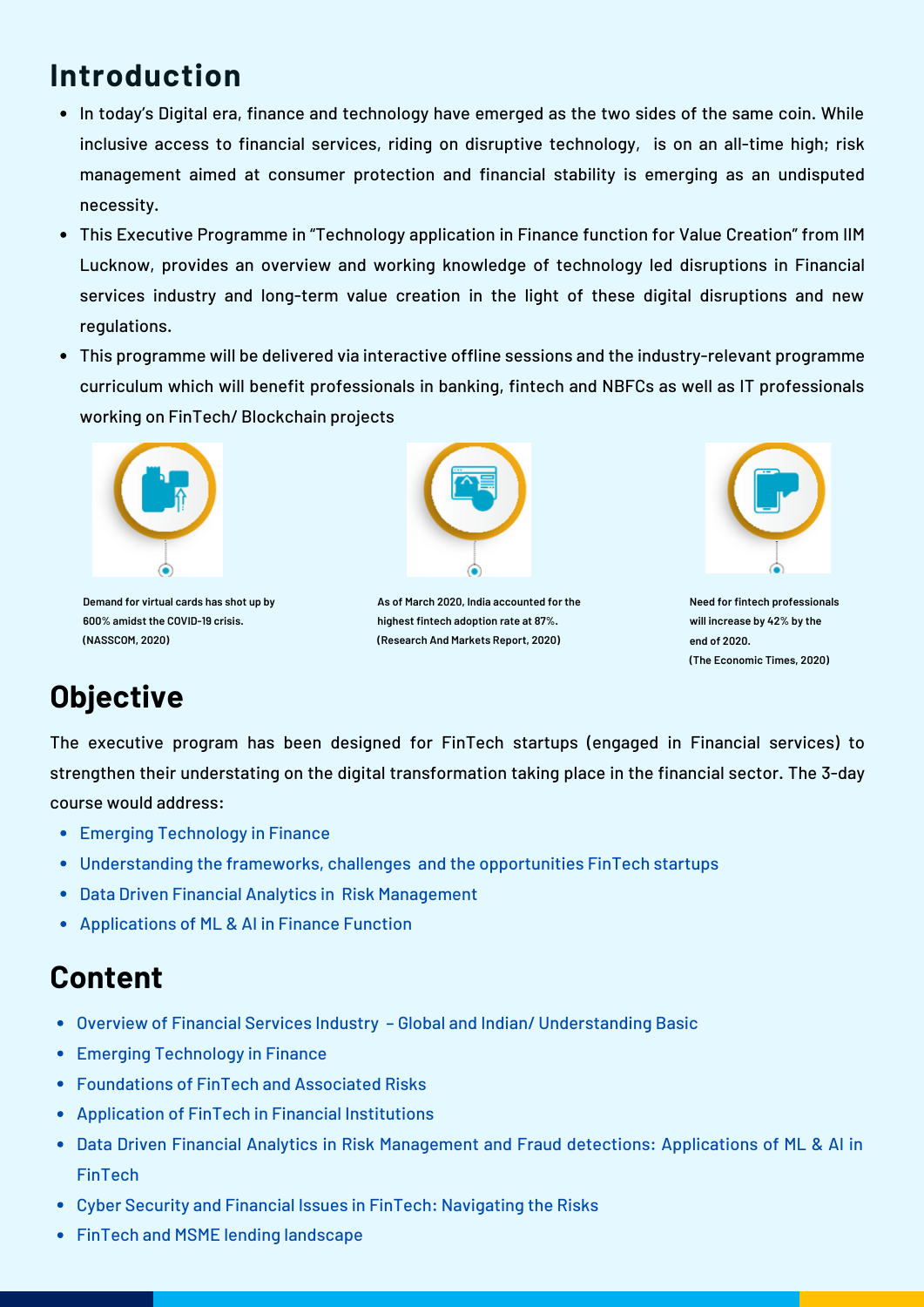## Introduction

- In today's Digital era, finance and technology have emerged as the two sides of the same coin. While inclusive access to financial services, riding on disruptive technology, is on an all-time high; risk management aimed at consumer protection and financial stability is emerging as an undisputed necessity.
- This Executive Programme in "Technology application in Finance function for Value Creation" from IIM Lucknow, provides an overview and working knowledge of technology led disruptions in Financial services industry and long-term value creation in the light of these digital disruptions and new regulations.
- This programme will be delivered via interactive offline sessions and the industry-relevant programme curriculum which will benefit professionals in banking, fintech and NBFCs as well as IT professionals working on FinTech/ Blockchain projects

**Demand for virtual cards has shot up by 600% amidst the COVID-19 crisis. (NASSCOM, 2020)**

**As of March 2020, India accounted for the highest fintech adoption rate at 87%. (Research And Markets Report, 2020)**

**Need for fintech professionals will increase by 42% by the end of 2020. (The Economic Times, 2020)**

## Objective

The executive program has been designed for FinTech startups (engaged in Financial services) to strengthen their understating on the digital transformation taking place in the financial sector. The 3-day course would address:

- Emerging Technology in Finance
- Understanding the frameworks, challenges and the opportunities FinTech startups
- Data Driven Financial Analytics in Risk Management
- Applications of ML & AI in Finance Function

## Content

- Overview of Financial Services Industry – Global and Indian/ Understanding Basic
- Emerging Technology in Finance
- Foundations of FinTech and Associated Risks
- Application of FinTech in Financial Institutions
- Data Driven Financial Analytics in Risk Management and Fraud detections: Applications of ML & AI in FinTech
- Cyber Security and Financial Issues in FinTech: Navigating the Risks
- FinTech and MSME lending landscape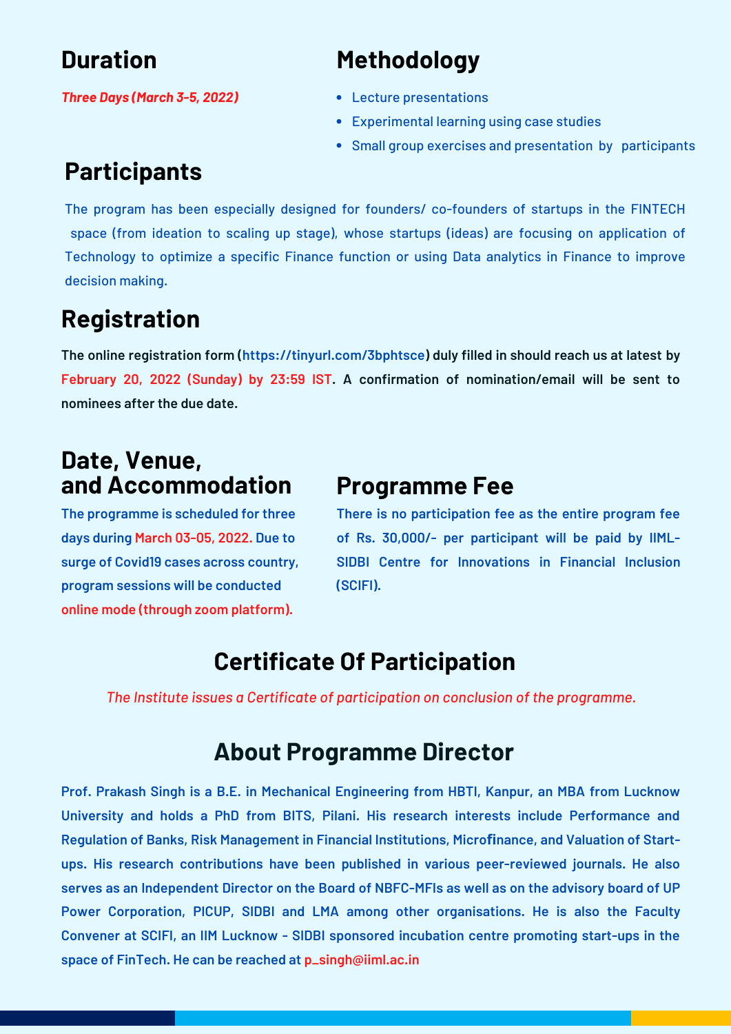## Duration

***Three Days (March 3-5, 2022)***

## Methodology

- Lecture presentations
- Experimental learning using case studies
- Small group exercises and presentation by participants

## Participants

The program has been especially designed for founders/ co-founders of startups in the FINTECH space (from ideation to scaling up stage), whose startups (ideas) are focusing on application of Technology to optimize a specific Finance function or using Data analytics in Finance to improve decision making.

## Registration

**The online registration form (https://tinyurl.com/3bphtsce) duly filled in should reach us at latest by February 20, 2022 (Sunday) by 23:59 IST. A confirmation of nomination/email will be sent to nominees after the due date.**

## Date, Venue, and Accommodation

**The programme is scheduled for three days during March 03-05, 2022. Due to surge of Covid19 cases across country, program sessions will be conducted online mode (through zoom platform).**

## Programme Fee

**There is no participation fee as the entire program fee of Rs. 30,000/- per participant will be paid by IIML-SIDBI Centre for Innovations in Financial Inclusion (SCIFI).**

## Certificate Of Participation

*The Institute issues a Certificate of participation on conclusion of the programme.*

## About Programme Director

**Prof. Prakash Singh is a B.E. in Mechanical Engineering from HBTI, Kanpur, an MBA from Lucknow University and holds a PhD from BITS, Pilani. His research interests include Performance and Regulation of Banks, Risk Management in Financial Institutions, Microfinance, and Valuation of Start-ups. His research contributions have been published in various peer-reviewed journals. He also serves as an Independent Director on the Board of NBFC-MFIs as well as on the advisory board of UP Power Corporation, PICUP, SIDBI and LMA among other organisations. He is also the Faculty Convener at SCIFI, an IIM Lucknow - SIDBI sponsored incubation centre promoting start-ups in the space of FinTech. He can be reached at p_singh@iiml.ac.in**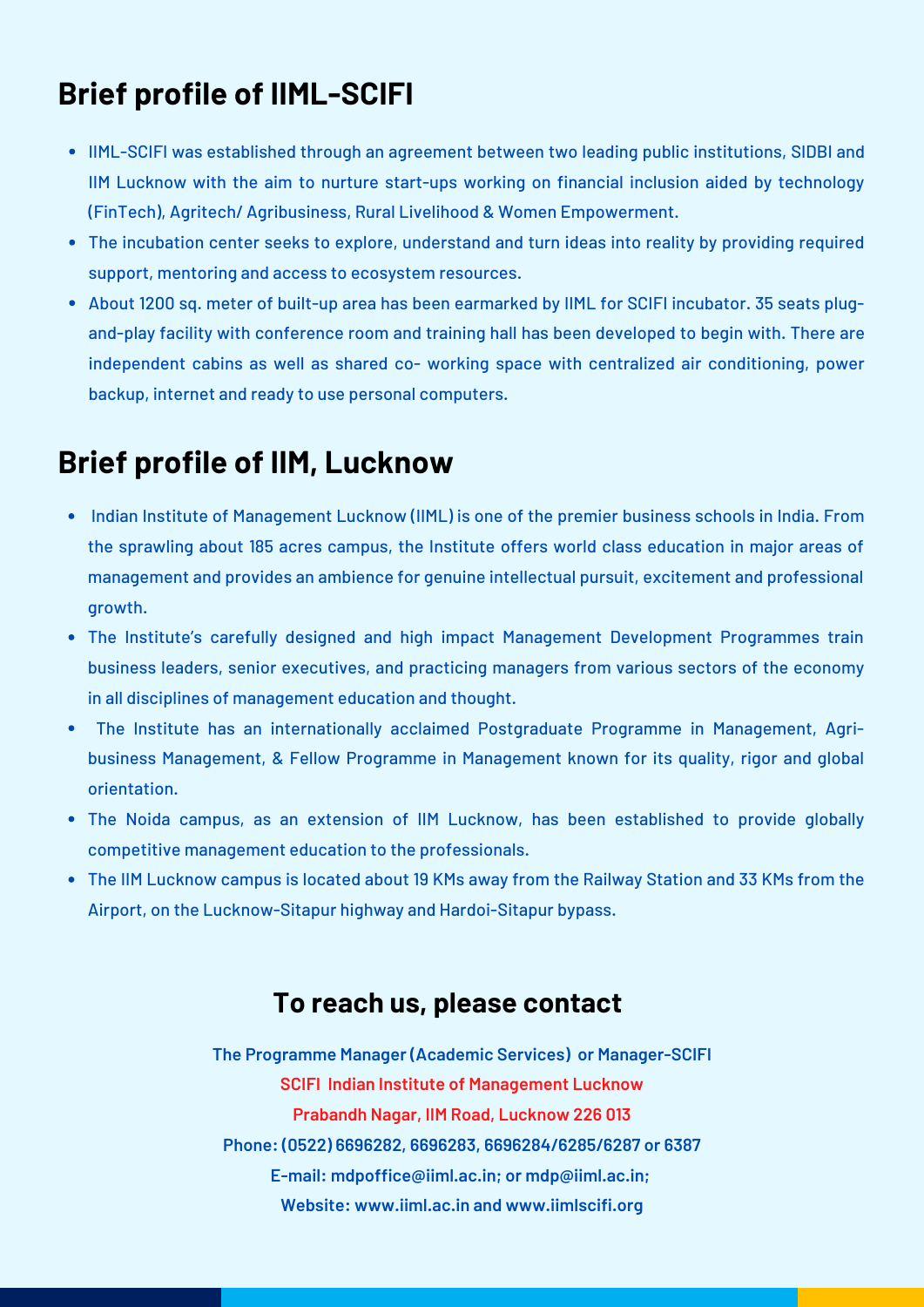## Brief profile of IIML-SCIFI

- IIML-SCIFI was established through an agreement between two leading public institutions, SIDBI and IIM Lucknow with the aim to nurture start-ups working on financial inclusion aided by technology (FinTech), Agritech/ Agribusiness, Rural Livelihood & Women Empowerment.
- The incubation center seeks to explore, understand and turn ideas into reality by providing required support, mentoring and access to ecosystem resources.
- About 1200 sq. meter of built-up area has been earmarked by IIML for SCIFI incubator. 35 seats plug-and-play facility with conference room and training hall has been developed to begin with. There are independent cabins as well as shared co- working space with centralized air conditioning, power backup, internet and ready to use personal computers.

## Brief profile of IIM, Lucknow

- Indian Institute of Management Lucknow (IIML) is one of the premier business schools in India. From the sprawling about 185 acres campus, the Institute offers world class education in major areas of management and provides an ambience for genuine intellectual pursuit, excitement and professional growth.
- The Institute's carefully designed and high impact Management Development Programmes train business leaders, senior executives, and practicing managers from various sectors of the economy in all disciplines of management education and thought.
- The Institute has an internationally acclaimed Postgraduate Programme in Management, Agri-business Management, & Fellow Programme in Management known for its quality, rigor and global orientation.
- The Noida campus, as an extension of IIM Lucknow, has been established to provide globally competitive management education to the professionals.
- The IIM Lucknow campus is located about 19 KMs away from the Railway Station and 33 KMs from the Airport, on the Lucknow-Sitapur highway and Hardoi-Sitapur bypass.

### To reach us, please contact

**The Programme Manager (Academic Services) or Manager-SCIFI**
**SCIFI Indian Institute of Management Lucknow**
**Prabandh Nagar, IIM Road, Lucknow 226 013**
**Phone: (0522) 6696282, 6696283, 6696284/6285/6287 or 6387**
**E-mail: mdpoffice@iiml.ac.in; or mdp@iiml.ac.in;**
**Website: www.iiml.ac.in and www.iimlscifi.org**